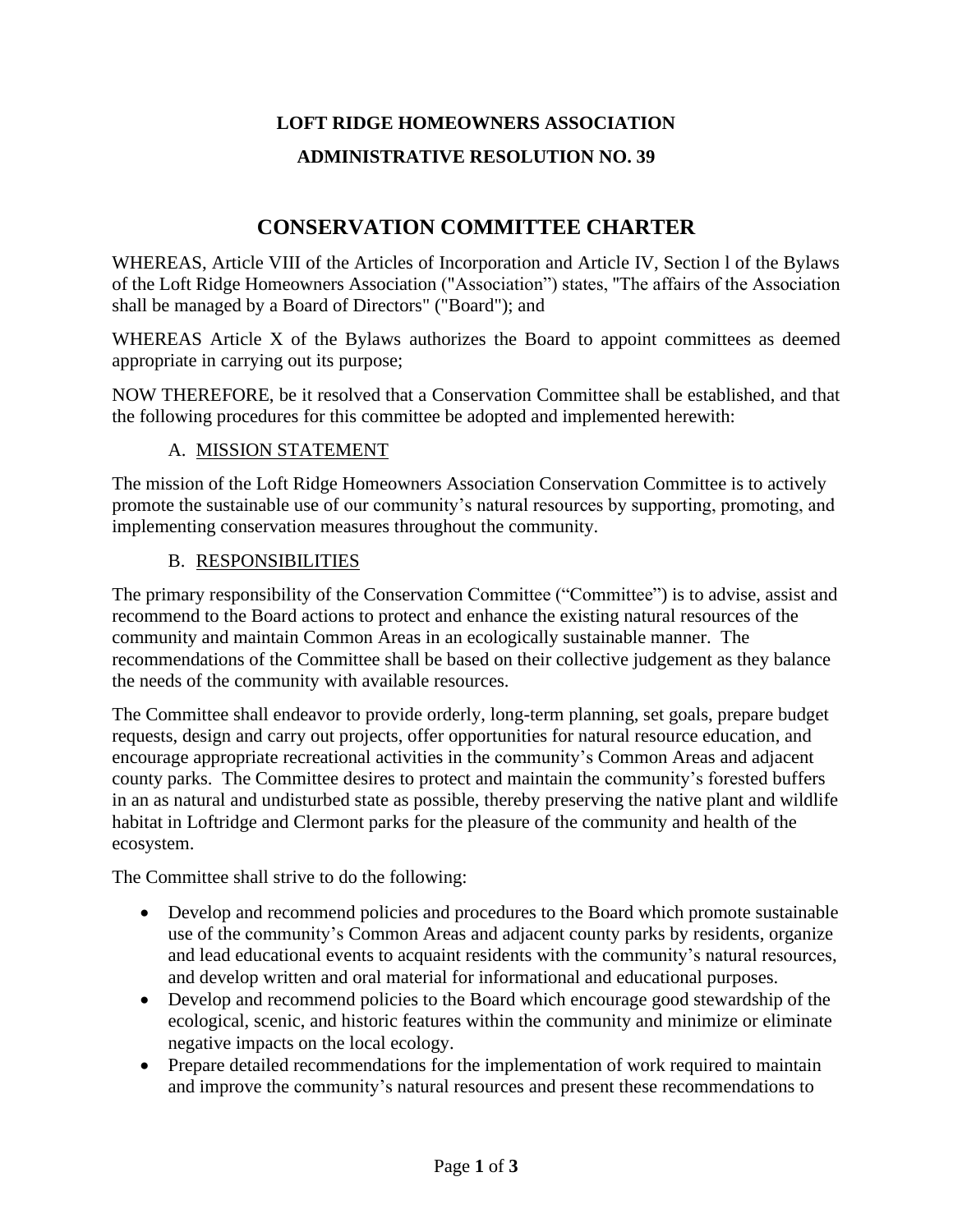**LOFT RIDGE HOMEOWNERS ASSOCIATION**

**ADMINISTRATIVE RESOLUTION NO. 39**

# CONSERVATION COMMITTEE CHARTER

WHEREAS, Article VIII of the Articles of Incorporation and Article IV, Section l of the Bylaws of the Loft Ridge Homeowners Association ("Association") states, "The affairs of the Association shall be managed by a Board of Directors" ("Board"); and

WHEREAS Article X of the Bylaws authorizes the Board to appoint committees as deemed appropriate in carrying out its purpose;

NOW THEREFORE, be it resolved that a Conservation Committee shall be established, and that the following procedures for this committee be adopted and implemented herewith:

## A. MISSION STATEMENT

The mission of the Loft Ridge Homeowners Association Conservation Committee is to actively promote the sustainable use of our community's natural resources by supporting, promoting, and implementing conservation measures throughout the community.

## B. RESPONSIBILITIES

The primary responsibility of the Conservation Committee ("Committee") is to advise, assist and recommend to the Board actions to protect and enhance the existing natural resources of the community and maintain Common Areas in an ecologically sustainable manner. The recommendations of the Committee shall be based on their collective judgement as they balance the needs of the community with available resources.

The Committee shall endeavor to provide orderly, long-term planning, set goals, prepare budget requests, design and carry out projects, offer opportunities for natural resource education, and encourage appropriate recreational activities in the community's Common Areas and adjacent county parks. The Committee desires to protect and maintain the community's forested buffers in an as natural and undisturbed state as possible, thereby preserving the native plant and wildlife habitat in Loftridge and Clermont parks for the pleasure of the community and health of the ecosystem.

The Committee shall strive to do the following:

- Develop and recommend policies and procedures to the Board which promote sustainable use of the community's Common Areas and adjacent county parks by residents, organize and lead educational events to acquaint residents with the community's natural resources, and develop written and oral material for informational and educational purposes.
- Develop and recommend policies to the Board which encourage good stewardship of the ecological, scenic, and historic features within the community and minimize or eliminate negative impacts on the local ecology.
- Prepare detailed recommendations for the implementation of work required to maintain and improve the community's natural resources and present these recommendations to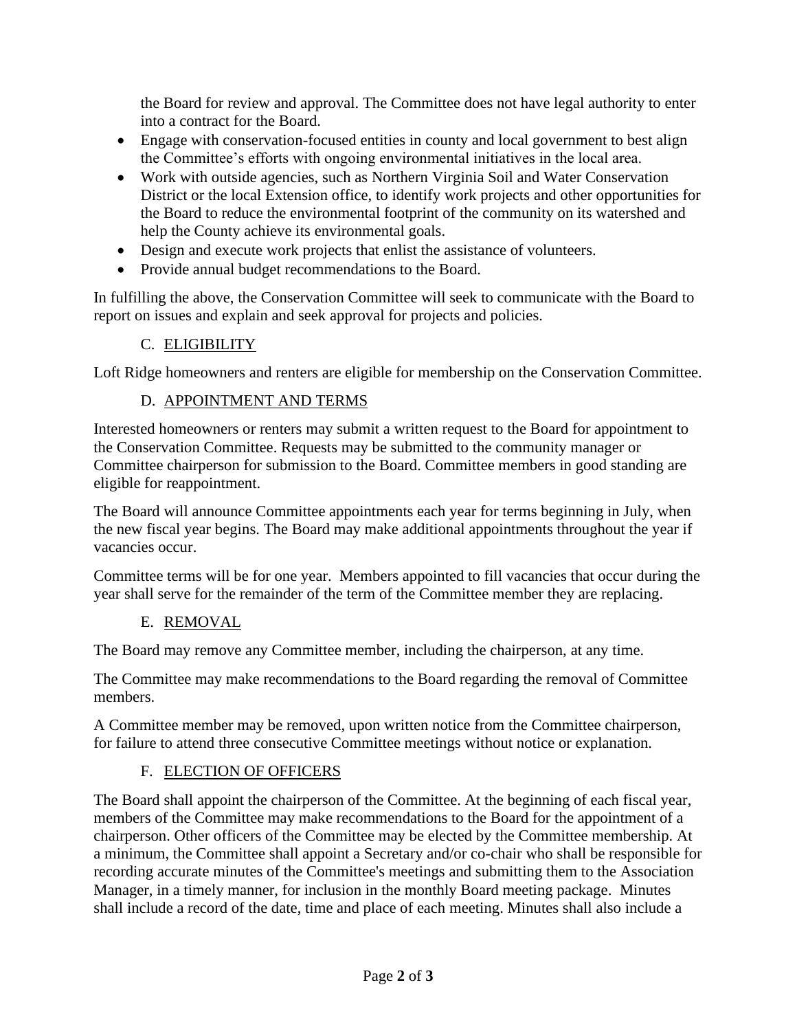the Board for review and approval. The Committee does not have legal authority to enter into a contract for the Board.

- Engage with conservation-focused entities in county and local government to best align the Committee's efforts with ongoing environmental initiatives in the local area.
- Work with outside agencies, such as Northern Virginia Soil and Water Conservation District or the local Extension office, to identify work projects and other opportunities for the Board to reduce the environmental footprint of the community on its watershed and help the County achieve its environmental goals.
- Design and execute work projects that enlist the assistance of volunteers.
- Provide annual budget recommendations to the Board.

In fulfilling the above, the Conservation Committee will seek to communicate with the Board to report on issues and explain and seek approval for projects and policies.

### C. ELIGIBILITY

Loft Ridge homeowners and renters are eligible for membership on the Conservation Committee.

### D. APPOINTMENT AND TERMS

Interested homeowners or renters may submit a written request to the Board for appointment to the Conservation Committee. Requests may be submitted to the community manager or Committee chairperson for submission to the Board. Committee members in good standing are eligible for reappointment.

The Board will announce Committee appointments each year for terms beginning in July, when the new fiscal year begins. The Board may make additional appointments throughout the year if vacancies occur.

Committee terms will be for one year. Members appointed to fill vacancies that occur during the year shall serve for the remainder of the term of the Committee member they are replacing.

### E. REMOVAL

The Board may remove any Committee member, including the chairperson, at any time.

The Committee may make recommendations to the Board regarding the removal of Committee members.

A Committee member may be removed, upon written notice from the Committee chairperson, for failure to attend three consecutive Committee meetings without notice or explanation.

### F. ELECTION OF OFFICERS

The Board shall appoint the chairperson of the Committee. At the beginning of each fiscal year, members of the Committee may make recommendations to the Board for the appointment of a chairperson. Other officers of the Committee may be elected by the Committee membership. At a minimum, the Committee shall appoint a Secretary and/or co-chair who shall be responsible for recording accurate minutes of the Committee's meetings and submitting them to the Association Manager, in a timely manner, for inclusion in the monthly Board meeting package. Minutes shall include a record of the date, time and place of each meeting. Minutes shall also include a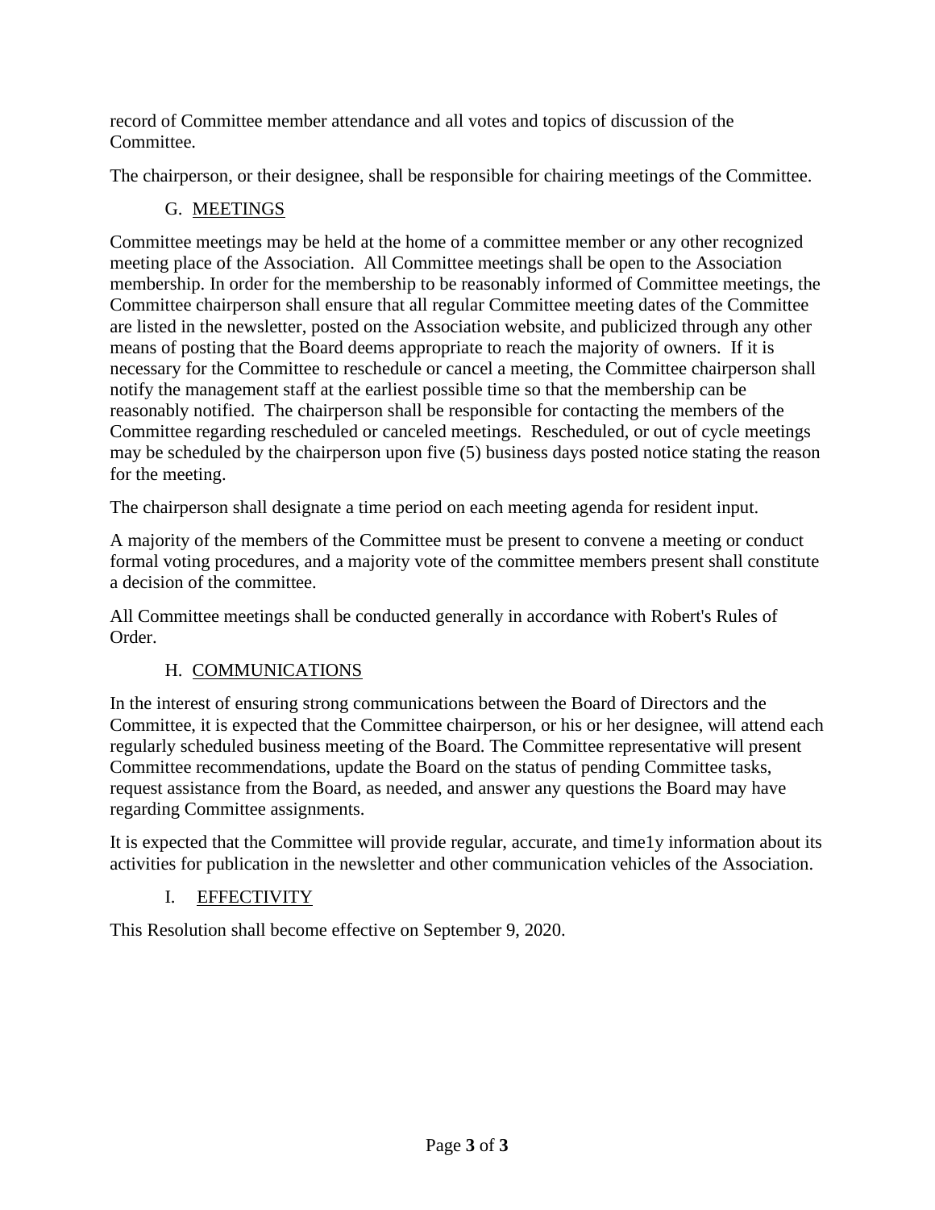record of Committee member attendance and all votes and topics of discussion of the Committee.

The chairperson, or their designee, shall be responsible for chairing meetings of the Committee.

### G. MEETINGS

Committee meetings may be held at the home of a committee member or any other recognized meeting place of the Association. All Committee meetings shall be open to the Association membership. In order for the membership to be reasonably informed of Committee meetings, the Committee chairperson shall ensure that all regular Committee meeting dates of the Committee are listed in the newsletter, posted on the Association website, and publicized through any other means of posting that the Board deems appropriate to reach the majority of owners. If it is necessary for the Committee to reschedule or cancel a meeting, the Committee chairperson shall notify the management staff at the earliest possible time so that the membership can be reasonably notified. The chairperson shall be responsible for contacting the members of the Committee regarding rescheduled or canceled meetings. Rescheduled, or out of cycle meetings may be scheduled by the chairperson upon five (5) business days posted notice stating the reason for the meeting.

The chairperson shall designate a time period on each meeting agenda for resident input.

A majority of the members of the Committee must be present to convene a meeting or conduct formal voting procedures, and a majority vote of the committee members present shall constitute a decision of the committee.

All Committee meetings shall be conducted generally in accordance with Robert's Rules of Order.

### H. COMMUNICATIONS

In the interest of ensuring strong communications between the Board of Directors and the Committee, it is expected that the Committee chairperson, or his or her designee, will attend each regularly scheduled business meeting of the Board. The Committee representative will present Committee recommendations, update the Board on the status of pending Committee tasks, request assistance from the Board, as needed, and answer any questions the Board may have regarding Committee assignments.

It is expected that the Committee will provide regular, accurate, and time1y information about its activities for publication in the newsletter and other communication vehicles of the Association.

### I. EFFECTIVITY

This Resolution shall become effective on September 9, 2020.